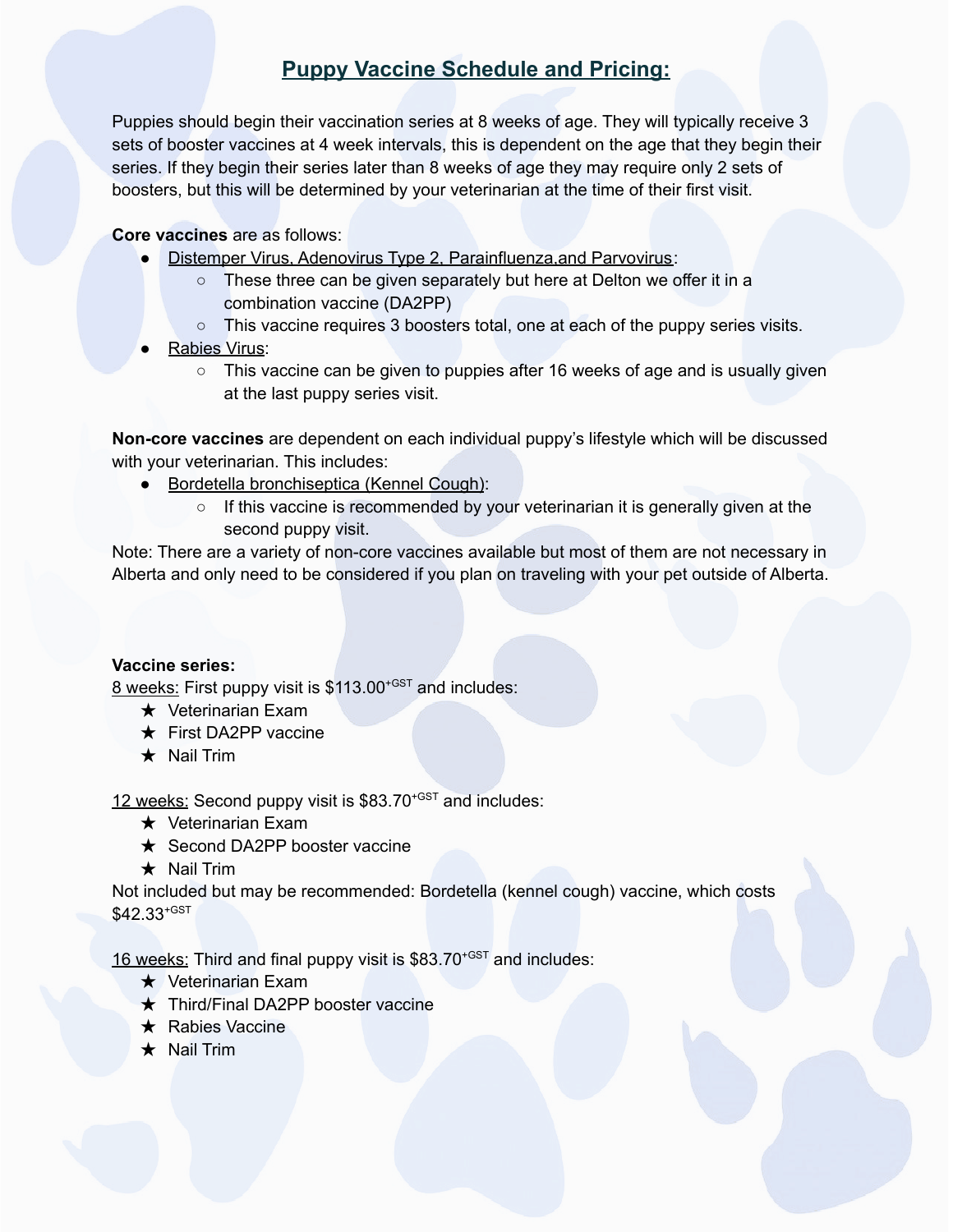# Puppy Vaccine Schedule and Pricing:

Puppies should begin their vaccination series at 8 weeks of age. They will typically receive 3 sets of booster vaccines at 4 week intervals, this is dependent on the age that they begin their series. If they begin their series later than 8 weeks of age they may require only 2 sets of boosters, but this will be determined by your veterinarian at the time of their first visit.

**Core vaccines** are as follows:

- Distemper Virus, Adenovirus Type 2, Parainfluenza,and Parvovirus:
  - These three can be given separately but here at Delton we offer it in a combination vaccine (DA2PP)
  - This vaccine requires 3 boosters total, one at each of the puppy series visits.
- Rabies Virus:
  - This vaccine can be given to puppies after 16 weeks of age and is usually given at the last puppy series visit.

**Non-core vaccines** are dependent on each individual puppy's lifestyle which will be discussed with your veterinarian. This includes:

- Bordetella bronchiseptica (Kennel Cough):
  - If this vaccine is recommended by your veterinarian it is generally given at the second puppy visit.

Note: There are a variety of non-core vaccines available but most of them are not necessary in Alberta and only need to be considered if you plan on traveling with your pet outside of Alberta.

**Vaccine series:**

8 weeks: First puppy visit is $113.00 +GST and includes:

- ★ Veterinarian Exam
- ★ First DA2PP vaccine
- ★ Nail Trim

12 weeks: Second puppy visit is $83.70 +GST and includes:

- ★ Veterinarian Exam
- ★ Second DA2PP booster vaccine
- ★ Nail Trim

Not included but may be recommended: Bordetella (kennel cough) vaccine, which costs $42.33 +GST

16 weeks: Third and final puppy visit is $83.70 +GST and includes:

- ★ Veterinarian Exam
- ★ Third/Final DA2PP booster vaccine
- ★ Rabies Vaccine
- ★ Nail Trim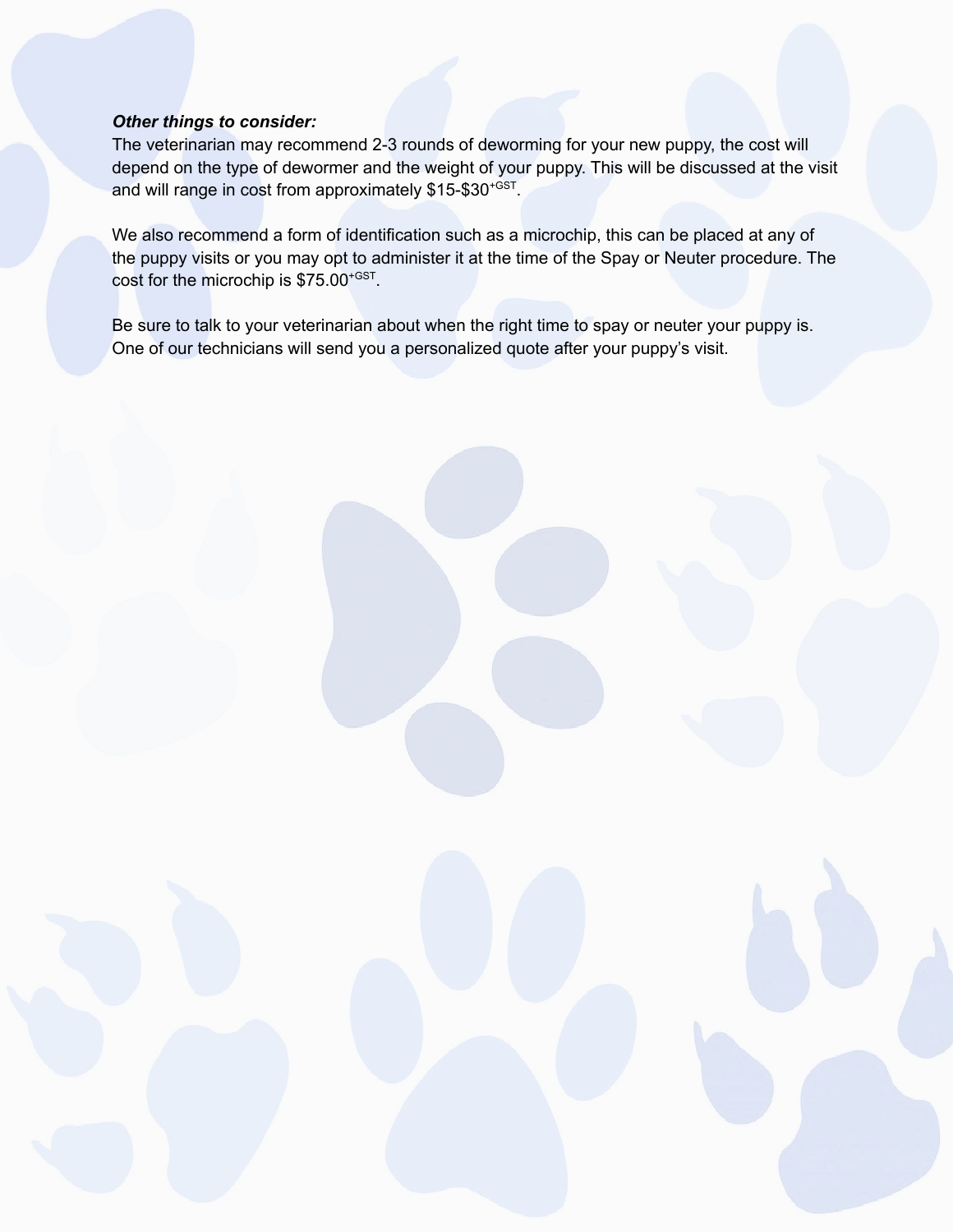***Other things to consider:***

The veterinarian may recommend 2-3 rounds of deworming for your new puppy, the cost will depend on the type of dewormer and the weight of your puppy. This will be discussed at the visit and will range in cost from approximately $15-$30^{+GST}.

We also recommend a form of identification such as a microchip, this can be placed at any of the puppy visits or you may opt to administer it at the time of the Spay or Neuter procedure. The cost for the microchip is $75.00^{+GST}.

Be sure to talk to your veterinarian about when the right time to spay or neuter your puppy is. One of our technicians will send you a personalized quote after your puppy's visit.